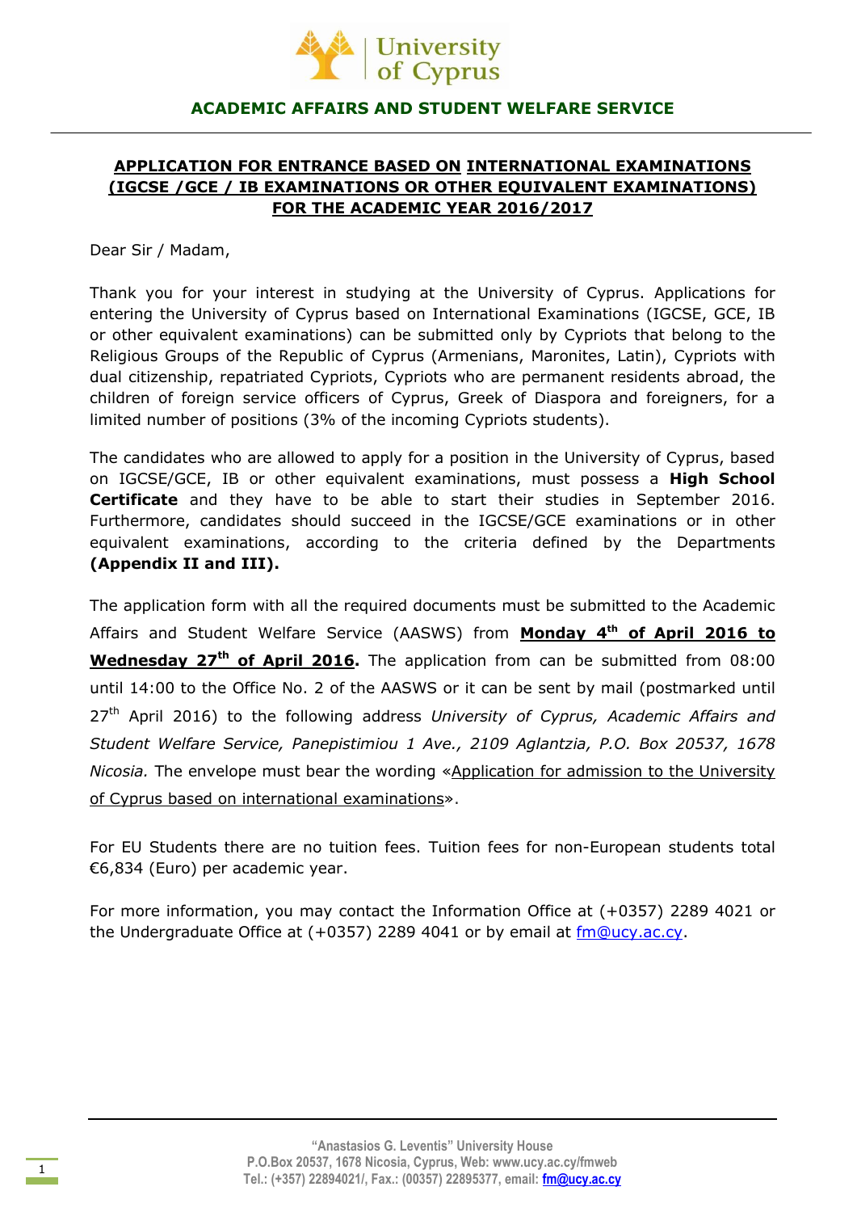University of Cyprus

## ACADEMIC AFFAIRS AND STUDENT WELFARE SERVICE

---

# APPLICATION FOR ENTRANCE BASED ON INTERNATIONAL EXAMINATIONS (IGCSE /GCE / IB EXAMINATIONS OR OTHER EQUIVALENT EXAMINATIONS) FOR THE ACADEMIC YEAR 2016/2017

Dear Sir / Madam,

Thank you for your interest in studying at the University of Cyprus. Applications for entering the University of Cyprus based on International Examinations (IGCSE, GCE, IB or other equivalent examinations) can be submitted only by Cypriots that belong to the Religious Groups of the Republic of Cyprus (Armenians, Maronites, Latin), Cypriots with dual citizenship, repatriated Cypriots, Cypriots who are permanent residents abroad, the children of foreign service officers of Cyprus, Greek of Diaspora and foreigners, for a limited number of positions (3% of the incoming Cypriots students).

The candidates who are allowed to apply for a position in the University of Cyprus, based on IGCSE/GCE, IB or other equivalent examinations, must possess a **High School Certificate** and they have to be able to start their studies in September 2016. Furthermore, candidates should succeed in the IGCSE/GCE examinations or in other equivalent examinations, according to the criteria defined by the Departments **(Appendix II and III).**

The application form with all the required documents must be submitted to the Academic Affairs and Student Welfare Service (AASWS) from **Monday 4th of April 2016 to Wednesday 27th of April 2016.** The application from can be submitted from 08:00 until 14:00 to the Office No. 2 of the AASWS or it can be sent by mail (postmarked until 27th April 2016) to the following address *University of Cyprus, Academic Affairs and Student Welfare Service, Panepistimiou 1 Ave., 2109 Aglantzia, P.O. Box 20537, 1678 Nicosia.* The envelope must bear the wording «Application for admission to the University of Cyprus based on international examinations».

For EU Students there are no tuition fees. Tuition fees for non-European students total €6,834 (Euro) per academic year.

For more information, you may contact the Information Office at (+0357) 2289 4021 or the Undergraduate Office at (+0357) 2289 4041 or by email at fm@ucy.ac.cy.

---

"Anastasios G. Leventis" University House
P.O.Box 20537, 1678 Nicosia, Cyprus, Web: www.ucy.ac.cy/fmweb
Tel.: (+357) 22894021/, Fax.: (00357) 22895377, email: fm@ucy.ac.cy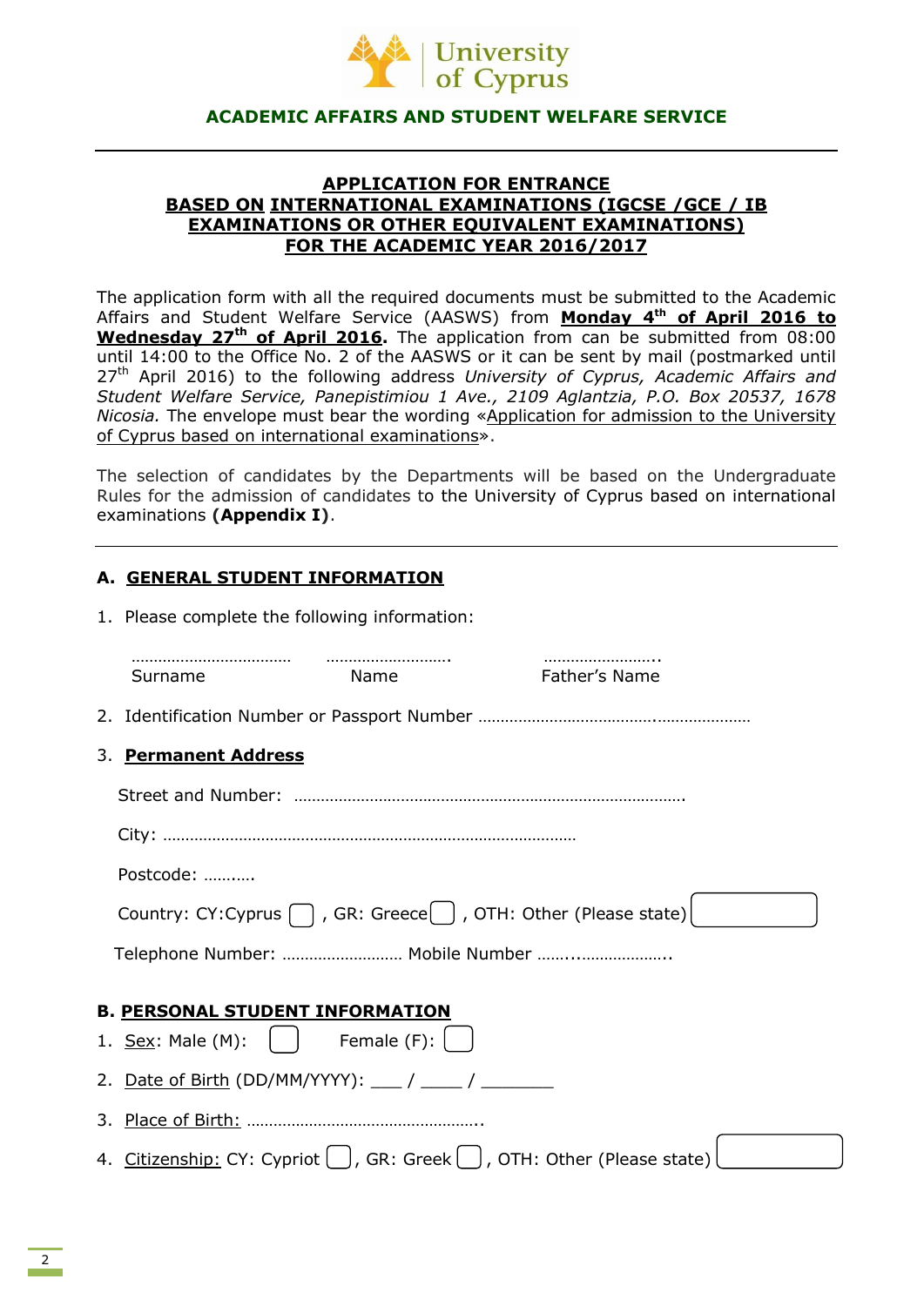**ACADEMIC AFFAIRS AND STUDENT WELFARE SERVICE**

---

## APPLICATION FOR ENTRANCE BASED ON INTERNATIONAL EXAMINATIONS (IGCSE /GCE / IB EXAMINATIONS OR OTHER EQUIVALENT EXAMINATIONS) FOR THE ACADEMIC YEAR 2016/2017

The application form with all the required documents must be submitted to the Academic Affairs and Student Welfare Service (AASWS) from **Monday 4th of April 2016 to Wednesday 27th of April 2016.** The application from can be submitted from 08:00 until 14:00 to the Office No. 2 of the AASWS or it can be sent by mail (postmarked until 27th April 2016) to the following address *University of Cyprus, Academic Affairs and Student Welfare Service, Panepistimiou 1 Ave., 2109 Aglantzia, P.O. Box 20537, 1678 Nicosia.* The envelope must bear the wording «Application for admission to the University of Cyprus based on international examinations».

The selection of candidates by the Departments will be based on the Undergraduate Rules for the admission of candidates to the University of Cyprus based on international examinations **(Appendix I)**.

---

### A. GENERAL STUDENT INFORMATION

1. Please complete the following information:

   ……………………………… ……………………… ……………………..
   Surname Name Father's Name

2. Identification Number or Passport Number ……………………………….…………………

3. **Permanent Address**

   Street and Number: ……………………………………………………………………………

   City: ………………………………………………………………………………

   Postcode: ………

   Country: CY:Cyprus ☐ , GR: Greece ☐ , OTH: Other (Please state) ☐

   Telephone Number: …………………… Mobile Number ……..………………..

### B. PERSONAL STUDENT INFORMATION

1. Sex: Male (M): ☐ Female (F): ☐
2. Date of Birth (DD/MM/YYYY): ___ / ____ / _______
3. Place of Birth: ……………………………………………..
4. Citizenship: CY: Cypriot ☐, GR: Greek ☐, OTH: Other (Please state) ☐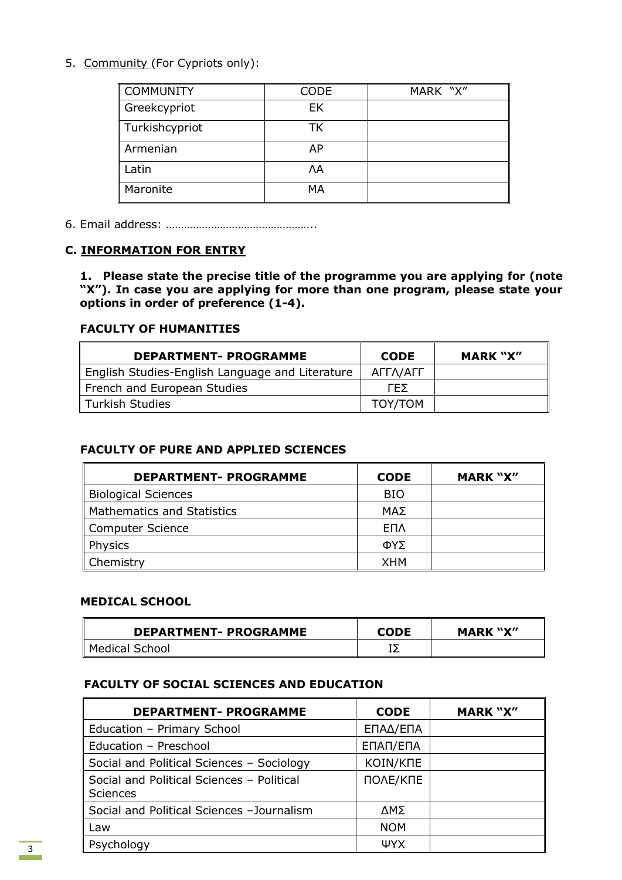5. Community (For Cypriots only):

| COMMUNITY | CODE | MARK "X" |
| --- | --- | --- |
| Greekcypriot | EK | |
| Turkishcypriot | TK | |
| Armenian | AP | |
| Latin | ΛΑ | |
| Maronite | MA | |

6. Email address: …………………………………………..

## C. INFORMATION FOR ENTRY

**1. Please state the precise title of the programme you are applying for (note "X"). In case you are applying for more than one program, please state your options in order of preference (1-4).**

### FACULTY OF HUMANITIES

| DEPARTMENT- PROGRAMME | CODE | MARK "X" |
| --- | --- | --- |
| English Studies-English Language and Literature | ΑΓΓΛ/ΑΓΓ | |
| French and European Studies | ΓΕΣ | |
| Turkish Studies | ΤΟΥ/ΤΟΜ | |

### FACULTY OF PURE AND APPLIED SCIENCES

| DEPARTMENT- PROGRAMME | CODE | MARK "X" |
| --- | --- | --- |
| Biological Sciences | ΒΙΟ | |
| Mathematics and Statistics | ΜΑΣ | |
| Computer Science | ΕΠΛ | |
| Physics | ΦΥΣ | |
| Chemistry | ΧΗΜ | |

### MEDICAL SCHOOL

| DEPARTMENT- PROGRAMME | CODE | MARK "X" |
| --- | --- | --- |
| Medical School | ΙΣ | |

### FACULTY OF SOCIAL SCIENCES AND EDUCATION

| DEPARTMENT- PROGRAMME | CODE | MARK "X" |
| --- | --- | --- |
| Education – Primary School | ΕΠΑΔ/ΕΠΑ | |
| Education – Preschool | ΕΠΑΠ/ΕΠΑ | |
| Social and Political Sciences – Sociology | ΚΟΙΝ/ΚΠΕ | |
| Social and Political Sciences – Political Sciences | ΠΟΛΕ/ΚΠΕ | |
| Social and Political Sciences –Journalism | ΔΜΣ | |
| Law | ΝΟΜ | |
| Psychology | ΨΥΧ | |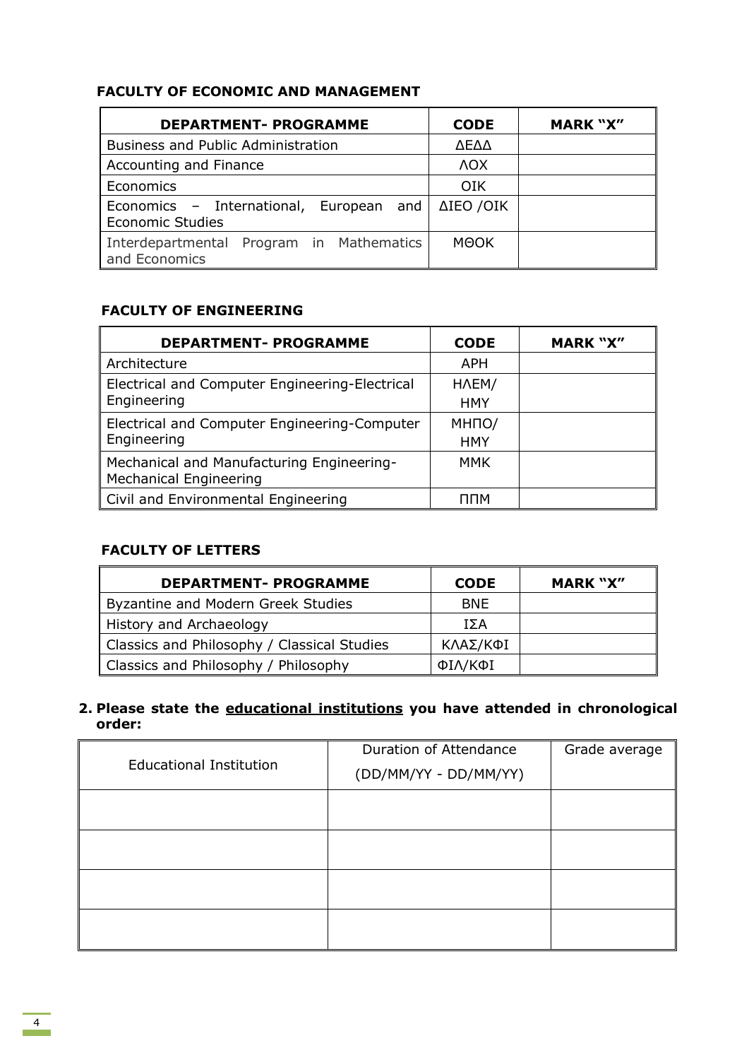**FACULTY OF ECONOMIC AND MANAGEMENT**

| DEPARTMENT- PROGRAMME | CODE | MARK "X" |
|---|---|---|
| Business and Public Administration | ΔΕΔΔ | |
| Accounting and Finance | ΛΟΧ | |
| Economics | ΟΙΚ | |
| Economics – International, European and Economic Studies | ΔΙΕΟ /ΟΙΚ | |
| Interdepartmental Program in Mathematics and Economics | ΜΘΟΚ | |

**FACULTY OF ENGINEERING**

| DEPARTMENT- PROGRAMME | CODE | MARK "X" |
|---|---|---|
| Architecture | ΑΡΗ | |
| Electrical and Computer Engineering-Electrical Engineering | ΗΛΕΜ/ ΗΜΥ | |
| Electrical and Computer Engineering-Computer Engineering | ΜΗΠΟ/ ΗΜΥ | |
| Mechanical and Manufacturing Engineering- Mechanical Engineering | ΜΜΚ | |
| Civil and Environmental Engineering | ΠΠΜ | |

**FACULTY OF LETTERS**

| DEPARTMENT- PROGRAMME | CODE | MARK "X" |
|---|---|---|
| Byzantine and Modern Greek Studies | ΒΝΕ | |
| History and Archaeology | ΙΣΑ | |
| Classics and Philosophy / Classical Studies | ΚΛΑΣ/ΚΦΙ | |
| Classics and Philosophy / Philosophy | ΦΙΛ/ΚΦΙ | |

**2. Please state the educational institutions you have attended in chronological order:**

| Educational Institution | Duration of Attendance (DD/MM/YY - DD/MM/YY) | Grade average |
|---|---|---|
| | | |
| | | |
| | | |
| | | |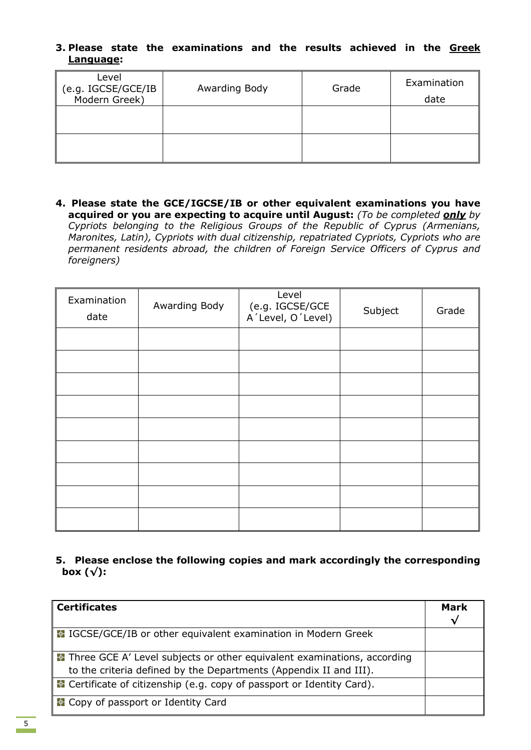**3. Please state the examinations and the results achieved in the <u>Greek Language</u>:**

| Level (e.g. IGCSE/GCE/IB Modern Greek) | Awarding Body | Grade | Examination date |
|---|---|---|---|
| | | | |
| | | | |

**4. Please state the GCE/IGCSE/IB or other equivalent examinations you have acquired or you are expecting to acquire until August:** *(To be completed **only** by Cypriots belonging to the Religious Groups of the Republic of Cyprus (Armenians, Maronites, Latin), Cypriots with dual citizenship, repatriated Cypriots, Cypriots who are permanent residents abroad, the children of Foreign Service Officers of Cyprus and foreigners)*

| Examination date | Awarding Body | Level (e.g. IGCSE/GCE A΄Level, O΄Level) | Subject | Grade |
|---|---|---|---|---|
| | | | | |
| | | | | |
| | | | | |
| | | | | |
| | | | | |
| | | | | |
| | | | | |
| | | | | |
| | | | | |

**5. Please enclose the following copies and mark accordingly the corresponding box (√):**

| **Certificates** | **Mark √** |
|---|---|
| IGCSE/GCE/IB or other equivalent examination in Modern Greek | |
| Three GCE A' Level subjects or other equivalent examinations, according to the criteria defined by the Departments (Appendix II and III). | |
| Certificate of citizenship (e.g. copy of passport or Identity Card). | |
| Copy of passport or Identity Card | |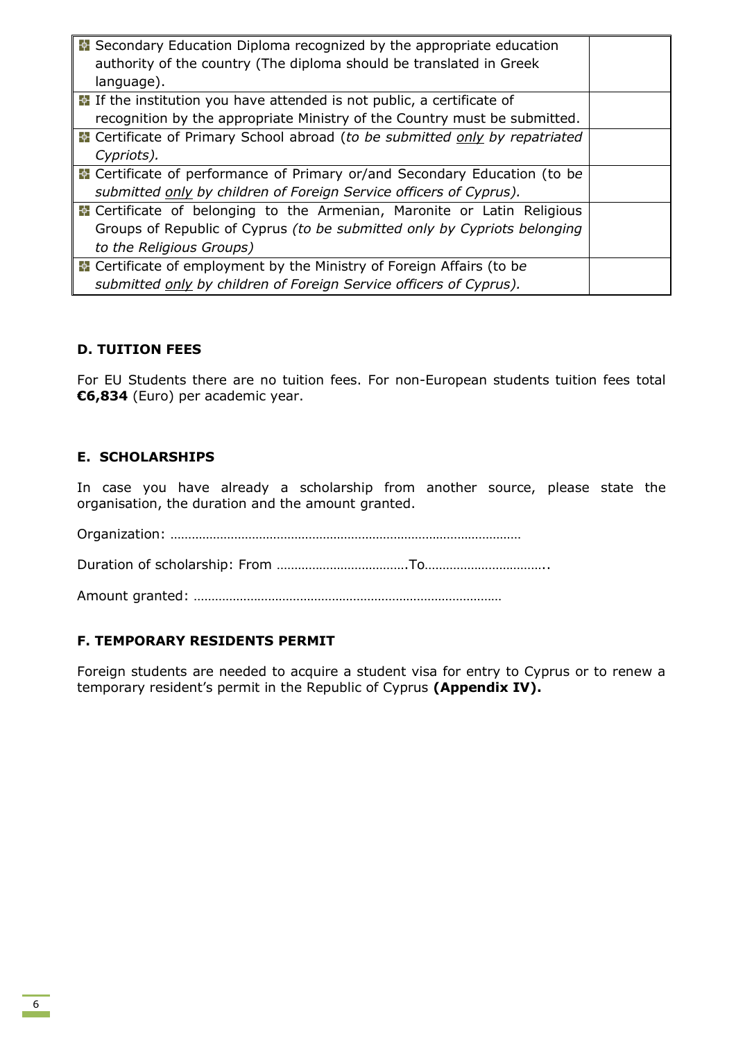| | |
|---|---|
| Secondary Education Diploma recognized by the appropriate education authority of the country (The diploma should be translated in Greek language). | |
| If the institution you have attended is not public, a certificate of recognition by the appropriate Ministry of the Country must be submitted. | |
| Certificate of Primary School abroad (*to be submitted only by repatriated Cypriots).* | |
| Certificate of performance of Primary or/and Secondary Education (*to be submitted only by children of Foreign Service officers of Cyprus).* | |
| Certificate of belonging to the Armenian, Maronite or Latin Religious Groups of Republic of Cyprus *(to be submitted only by Cypriots belonging to the Religious Groups)* | |
| Certificate of employment by the Ministry of Foreign Affairs (*to be submitted only by children of Foreign Service officers of Cyprus).* | |

**D. TUITION FEES**

For EU Students there are no tuition fees. For non-European students tuition fees total **€6,834** (Euro) per academic year.

**E. SCHOLARSHIPS**

In case you have already a scholarship from another source, please state the organisation, the duration and the amount granted.

Organization: ………………………………………………………………………………………

Duration of scholarship: From ……………………………….To……………………………..

Amount granted: ……………………………………………………………………………

**F. TEMPORARY RESIDENTS PERMIT**

Foreign students are needed to acquire a student visa for entry to Cyprus or to renew a temporary resident's permit in the Republic of Cyprus **(Appendix IV).**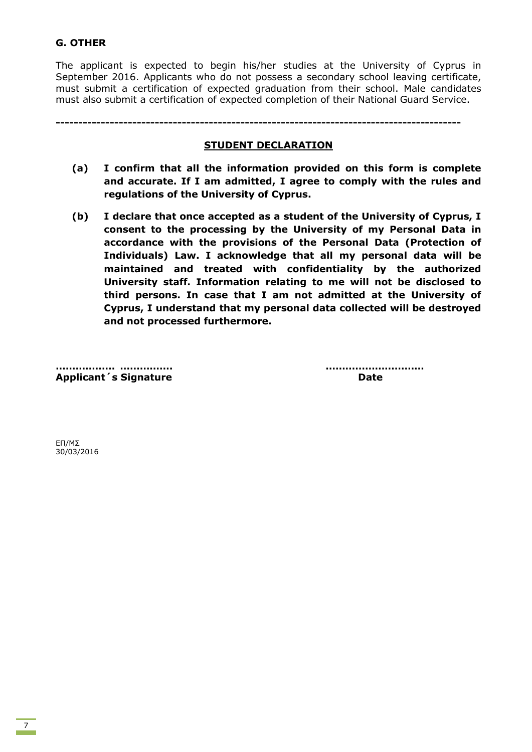## G. OTHER

The applicant is expected to begin his/her studies at the University of Cyprus in September 2016. Applicants who do not possess a secondary school leaving certificate, must submit a certification of expected graduation from their school. Male candidates must also submit a certification of expected completion of their National Guard Service.

---

**STUDENT DECLARATION**

**(a) I confirm that all the information provided on this form is complete and accurate. If I am admitted, I agree to comply with the rules and regulations of the University of Cyprus.**

**(b) I declare that once accepted as a student of the University of Cyprus, I consent to the processing by the University of my Personal Data in accordance with the provisions of the Personal Data (Protection of Individuals) Law. I acknowledge that all my personal data will be maintained and treated with confidentiality by the authorized University staff. Information relating to me will not be disclosed to third persons. In case that I am not admitted at the University of Cyprus, I understand that my personal data collected will be destroyed and not processed furthermore.**

**……………… ……………**　　　　　　　　　　**…………………………**
**Applicant´s Signature**　　　　　　　　　　　　　**Date**

ΕΠ/ΜΣ
30/03/2016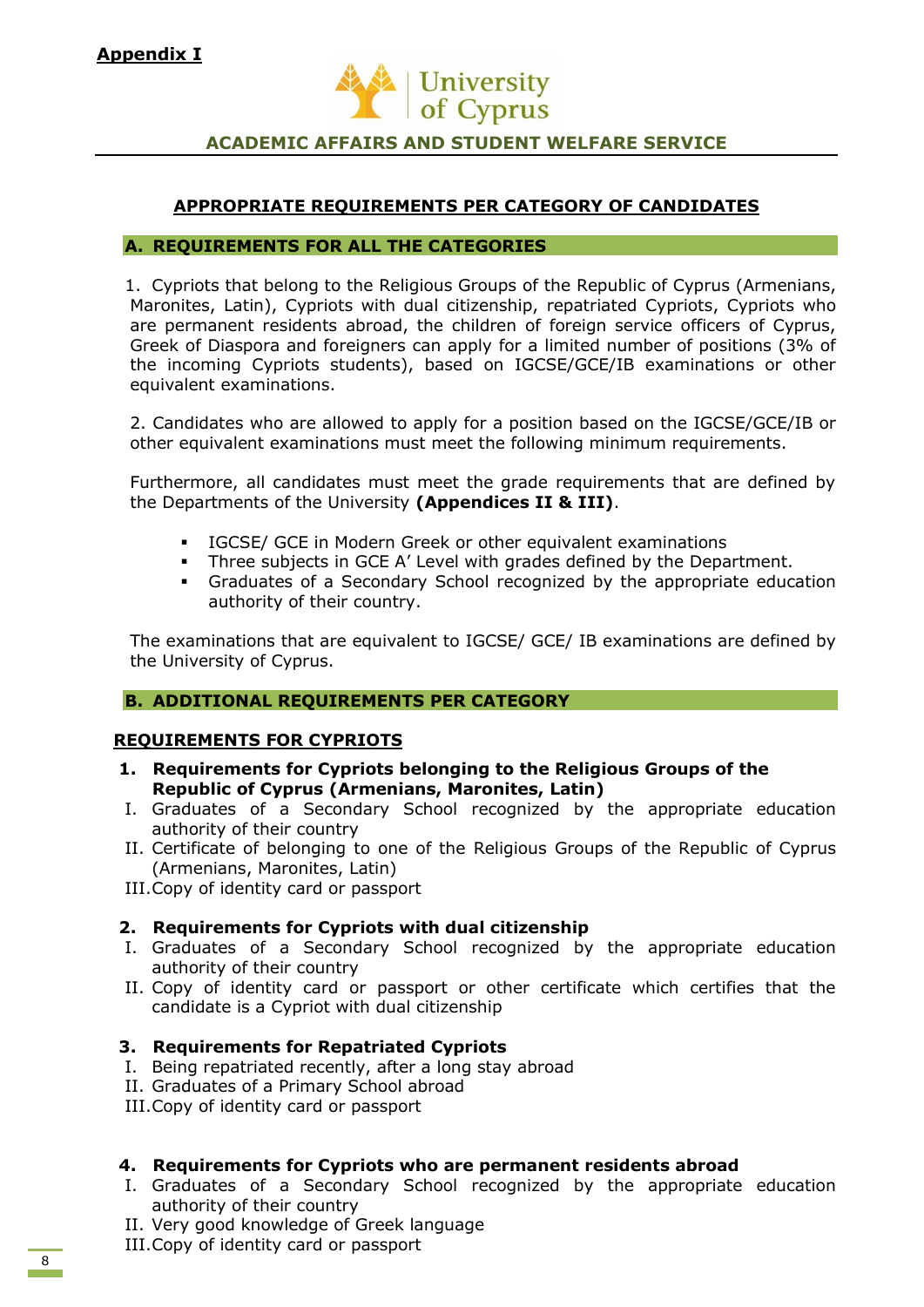**Appendix I**

University of Cyprus

**ACADEMIC AFFAIRS AND STUDENT WELFARE SERVICE**

## APPROPRIATE REQUIREMENTS PER CATEGORY OF CANDIDATES

### A. REQUIREMENTS FOR ALL THE CATEGORIES

1. Cypriots that belong to the Religious Groups of the Republic of Cyprus (Armenians, Maronites, Latin), Cypriots with dual citizenship, repatriated Cypriots, Cypriots who are permanent residents abroad, the children of foreign service officers of Cyprus, Greek of Diaspora and foreigners can apply for a limited number of positions (3% of the incoming Cypriots students), based on IGCSE/GCE/IB examinations or other equivalent examinations.

2. Candidates who are allowed to apply for a position based on the IGCSE/GCE/IB or other equivalent examinations must meet the following minimum requirements.

Furthermore, all candidates must meet the grade requirements that are defined by the Departments of the University **(Appendices II & III)**.

- IGCSE/ GCE in Modern Greek or other equivalent examinations
- Three subjects in GCE A' Level with grades defined by the Department.
- Graduates of a Secondary School recognized by the appropriate education authority of their country.

The examinations that are equivalent to IGCSE/ GCE/ IB examinations are defined by the University of Cyprus.

### B. ADDITIONAL REQUIREMENTS PER CATEGORY

#### REQUIREMENTS FOR CYPRIOTS

**1. Requirements for Cypriots belonging to the Religious Groups of the Republic of Cyprus (Armenians, Maronites, Latin)**

I. Graduates of a Secondary School recognized by the appropriate education authority of their country
II. Certificate of belonging to one of the Religious Groups of the Republic of Cyprus (Armenians, Maronites, Latin)
III. Copy of identity card or passport

**2. Requirements for Cypriots with dual citizenship**

I. Graduates of a Secondary School recognized by the appropriate education authority of their country
II. Copy of identity card or passport or other certificate which certifies that the candidate is a Cypriot with dual citizenship

**3. Requirements for Repatriated Cypriots**

I. Being repatriated recently, after a long stay abroad
II. Graduates of a Primary School abroad
III. Copy of identity card or passport

**4. Requirements for Cypriots who are permanent residents abroad**

I. Graduates of a Secondary School recognized by the appropriate education authority of their country
II. Very good knowledge of Greek language
III. Copy of identity card or passport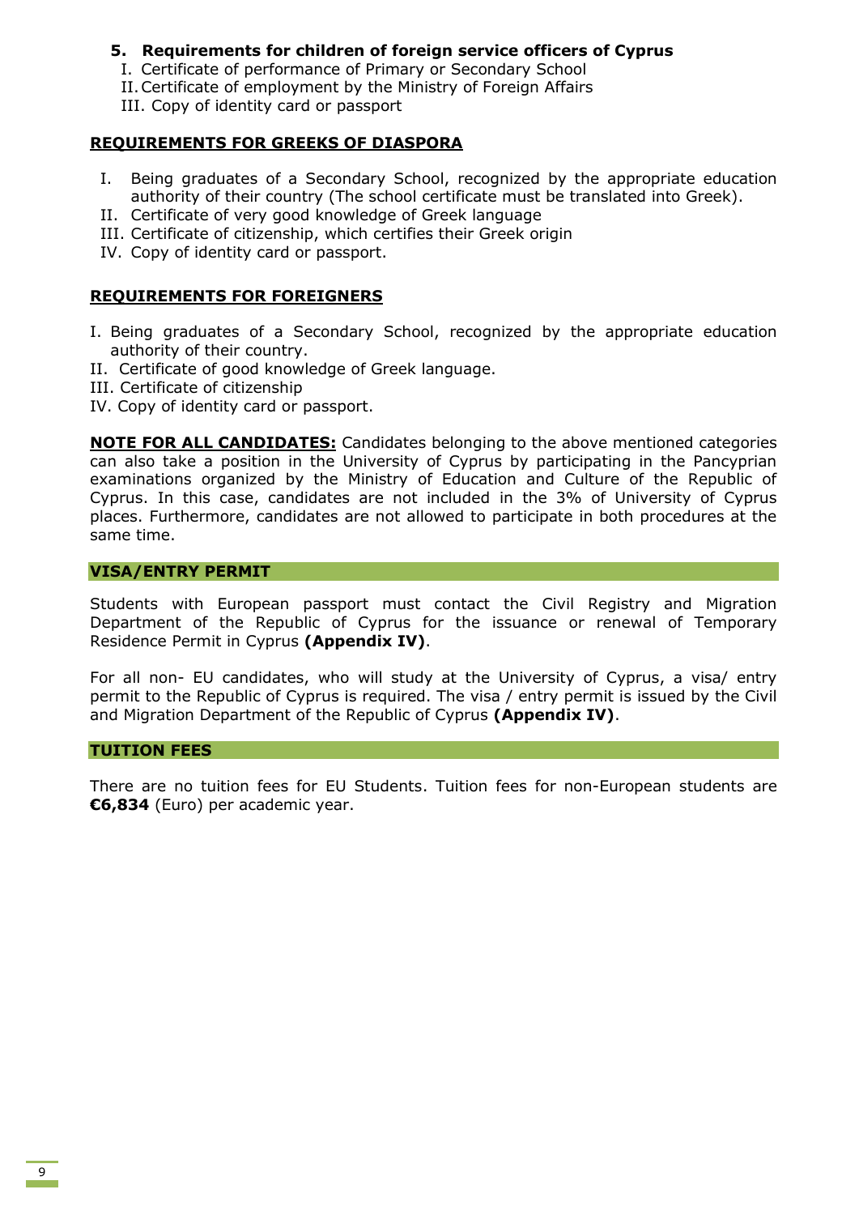### 5. Requirements for children of foreign service officers of Cyprus

I. Certificate of performance of Primary or Secondary School
II. Certificate of employment by the Ministry of Foreign Affairs
III. Copy of identity card or passport

## REQUIREMENTS FOR GREEKS OF DIASPORA

I. Being graduates of a Secondary School, recognized by the appropriate education authority of their country (The school certificate must be translated into Greek).
II. Certificate of very good knowledge of Greek language
III. Certificate of citizenship, which certifies their Greek origin
IV. Copy of identity card or passport.

## REQUIREMENTS FOR FOREIGNERS

I. Being graduates of a Secondary School, recognized by the appropriate education authority of their country.
II. Certificate of good knowledge of Greek language.
III. Certificate of citizenship
IV. Copy of identity card or passport.

**NOTE FOR ALL CANDIDATES:** Candidates belonging to the above mentioned categories can also take a position in the University of Cyprus by participating in the Pancyprian examinations organized by the Ministry of Education and Culture of the Republic of Cyprus. In this case, candidates are not included in the 3% of University of Cyprus places. Furthermore, candidates are not allowed to participate in both procedures at the same time.

## VISA/ENTRY PERMIT

Students with European passport must contact the Civil Registry and Migration Department of the Republic of Cyprus for the issuance or renewal of Temporary Residence Permit in Cyprus **(Appendix IV)**.

For all non- EU candidates, who will study at the University of Cyprus, a visa/ entry permit to the Republic of Cyprus is required. The visa / entry permit is issued by the Civil and Migration Department of the Republic of Cyprus **(Appendix IV)**.

## TUITION FEES

There are no tuition fees for EU Students. Tuition fees for non-European students are **€6,834** (Euro) per academic year.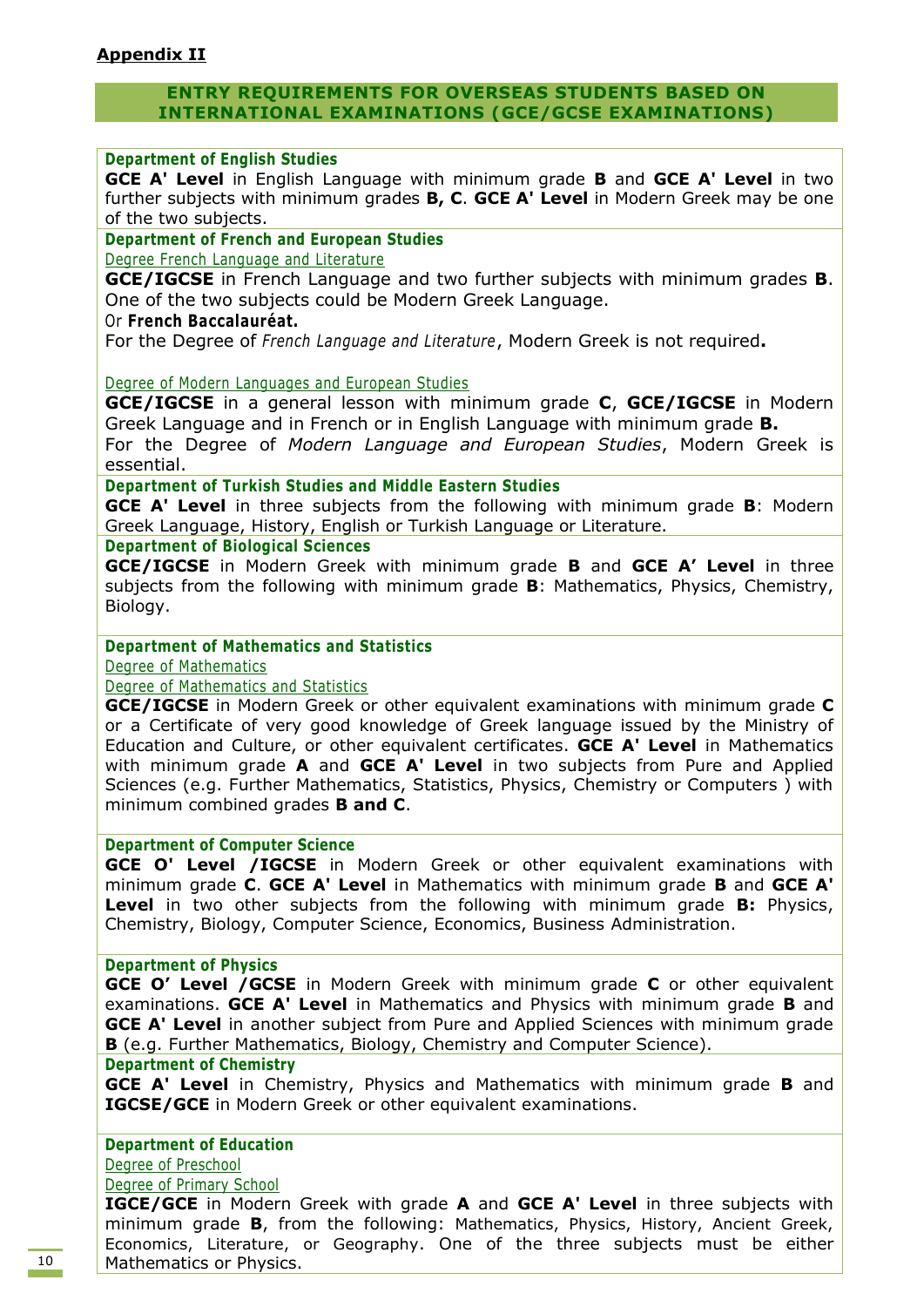## Appendix II

### ENTRY REQUIREMENTS FOR OVERSEAS STUDENTS BASED ON INTERNATIONAL EXAMINATIONS (GCE/GCSE EXAMINATIONS)

#### Department of English Studies

**GCE A' Level** in English Language with minimum grade **B** and **GCE A' Level** in two further subjects with minimum grades **B, C**. **GCE A' Level** in Modern Greek may be one of the two subjects.

#### Department of French and European Studies

Degree French Language and Literature

**GCE/IGCSE** in French Language and two further subjects with minimum grades **B**. One of the two subjects could be Modern Greek Language.

Or **French Baccalauréat.**

For the Degree of *French Language and Literature*, Modern Greek is not required**.**

Degree of Modern Languages and European Studies

**GCE/IGCSE** in a general lesson with minimum grade **C**, **GCE/IGCSE** in Modern Greek Language and in French or in English Language with minimum grade **B.**

For the Degree of *Modern Language and European Studies*, Modern Greek is essential.

#### Department of Turkish Studies and Middle Eastern Studies

**GCE A' Level** in three subjects from the following with minimum grade **B**: Modern Greek Language, History, English or Turkish Language or Literature.

#### Department of Biological Sciences

**GCE/IGCSE** in Modern Greek with minimum grade **B** and **GCE A' Level** in three subjects from the following with minimum grade **B**: Mathematics, Physics, Chemistry, Biology.

#### Department of Mathematics and Statistics

Degree of Mathematics

Degree of Mathematics and Statistics

**GCE/IGCSE** in Modern Greek or other equivalent examinations with minimum grade **C** or a Certificate of very good knowledge of Greek language issued by the Ministry of Education and Culture, or other equivalent certificates. **GCE A' Level** in Mathematics with minimum grade **A** and **GCE A' Level** in two subjects from Pure and Applied Sciences (e.g. Further Mathematics, Statistics, Physics, Chemistry or Computers ) with minimum combined grades **B and C**.

#### Department of Computer Science

**GCE O' Level /IGCSE** in Modern Greek or other equivalent examinations with minimum grade **C**. **GCE A' Level** in Mathematics with minimum grade **B** and **GCE A' Level** in two other subjects from the following with minimum grade **B:** Physics, Chemistry, Biology, Computer Science, Economics, Business Administration.

#### Department of Physics

**GCE O' Level /GCSE** in Modern Greek with minimum grade **C** or other equivalent examinations. **GCE A' Level** in Mathematics and Physics with minimum grade **B** and **GCE A' Level** in another subject from Pure and Applied Sciences with minimum grade **B** (e.g. Further Mathematics, Biology, Chemistry and Computer Science).

#### Department of Chemistry

**GCE A' Level** in Chemistry, Physics and Mathematics with minimum grade **B** and **IGCSE/GCE** in Modern Greek or other equivalent examinations.

#### Department of Education

Degree of Preschool

Degree of Primary School

**IGCE/GCE** in Modern Greek with grade **A** and **GCE A' Level** in three subjects with minimum grade **B**, from the following: Mathematics, Physics, History, Ancient Greek, Economics, Literature, or Geography. One of the three subjects must be either Mathematics or Physics.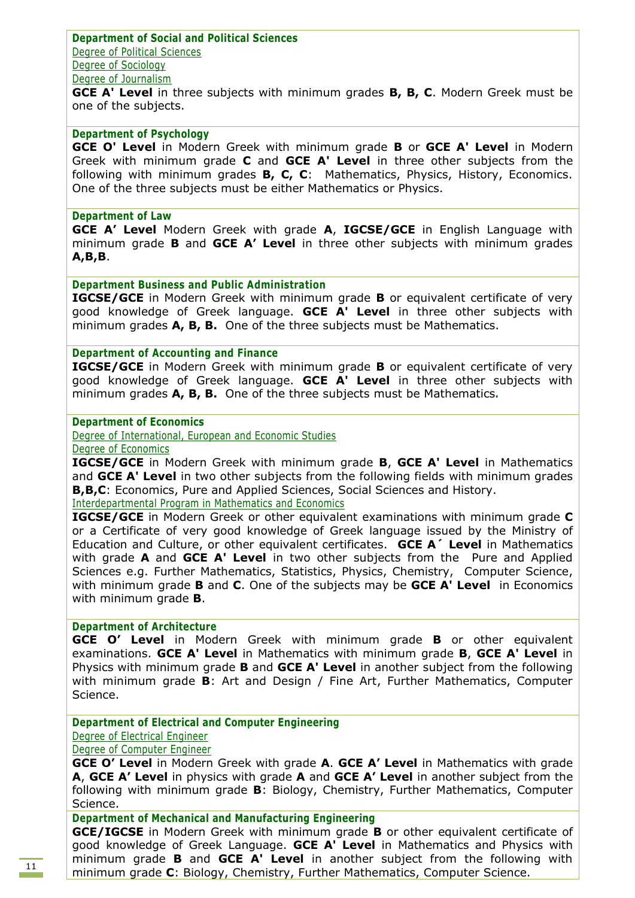### Department of Social and Political Sciences

Degree of Political Sciences

Degree of Sociology

Degree of Journalism

**GCE A' Level** in three subjects with minimum grades **B, B, C**. Modern Greek must be one of the subjects.

### Department of Psychology

**GCE O' Level** in Modern Greek with minimum grade **B** or **GCE A' Level** in Modern Greek with minimum grade **C** and **GCE A' Level** in three other subjects from the following with minimum grades **B, C, C**: Mathematics, Physics, History, Economics. One of the three subjects must be either Mathematics or Physics.

### Department of Law

**GCE A' Level** Modern Greek with grade **A**, **IGCSE/GCE** in English Language with minimum grade **B** and **GCE A' Level** in three other subjects with minimum grades **A,B,B**.

### Department Business and Public Administration

**IGCSE/GCE** in Modern Greek with minimum grade **B** or equivalent certificate of very good knowledge of Greek language. **GCE A' Level** in three other subjects with minimum grades **A, B, B.** One of the three subjects must be Mathematics.

### Department of Accounting and Finance

**IGCSE/GCE** in Modern Greek with minimum grade **B** or equivalent certificate of very good knowledge of Greek language. **GCE A' Level** in three other subjects with minimum grades **A, B, B.** One of the three subjects must be Mathematics.

### Department of Economics

Degree of International, European and Economic Studies

Degree of Economics

**IGCSE/GCE** in Modern Greek with minimum grade **B**, **GCE A' Level** in Mathematics and **GCE A' Level** in two other subjects from the following fields with minimum grades **B,B,C**: Economics, Pure and Applied Sciences, Social Sciences and History.

Interdepartmental Program in Mathematics and Economics

**IGCSE/GCE** in Modern Greek or other equivalent examinations with minimum grade **C** or a Certificate of very good knowledge of Greek language issued by the Ministry of Education and Culture, or other equivalent certificates. **GCE A΄ Level** in Mathematics with grade **A** and **GCE A' Level** in two other subjects from the Pure and Applied Sciences e.g. Further Mathematics, Statistics, Physics, Chemistry, Computer Science, with minimum grade **B** and **C**. One of the subjects may be **GCE A' Level** in Economics with minimum grade **B**.

### Department of Architecture

**GCE O' Level** in Modern Greek with minimum grade **B** or other equivalent examinations. **GCE A' Level** in Mathematics with minimum grade **B**, **GCE A' Level** in Physics with minimum grade **B** and **GCE A' Level** in another subject from the following with minimum grade **B**: Art and Design / Fine Art, Further Mathematics, Computer Science.

### Department of Electrical and Computer Engineering

Degree of Electrical Engineer

Degree of Computer Engineer

**GCE O' Level** in Modern Greek with grade **A**. **GCE A' Level** in Mathematics with grade **A**, **GCE A' Level** in physics with grade **A** and **GCE A' Level** in another subject from the following with minimum grade **B**: Biology, Chemistry, Further Mathematics, Computer Science.

### Department of Mechanical and Manufacturing Engineering

**GCE/IGCSE** in Modern Greek with minimum grade **B** or other equivalent certificate of good knowledge of Greek Language. **GCE A' Level** in Mathematics and Physics with minimum grade **B** and **GCE A' Level** in another subject from the following with minimum grade **C**: Biology, Chemistry, Further Mathematics, Computer Science.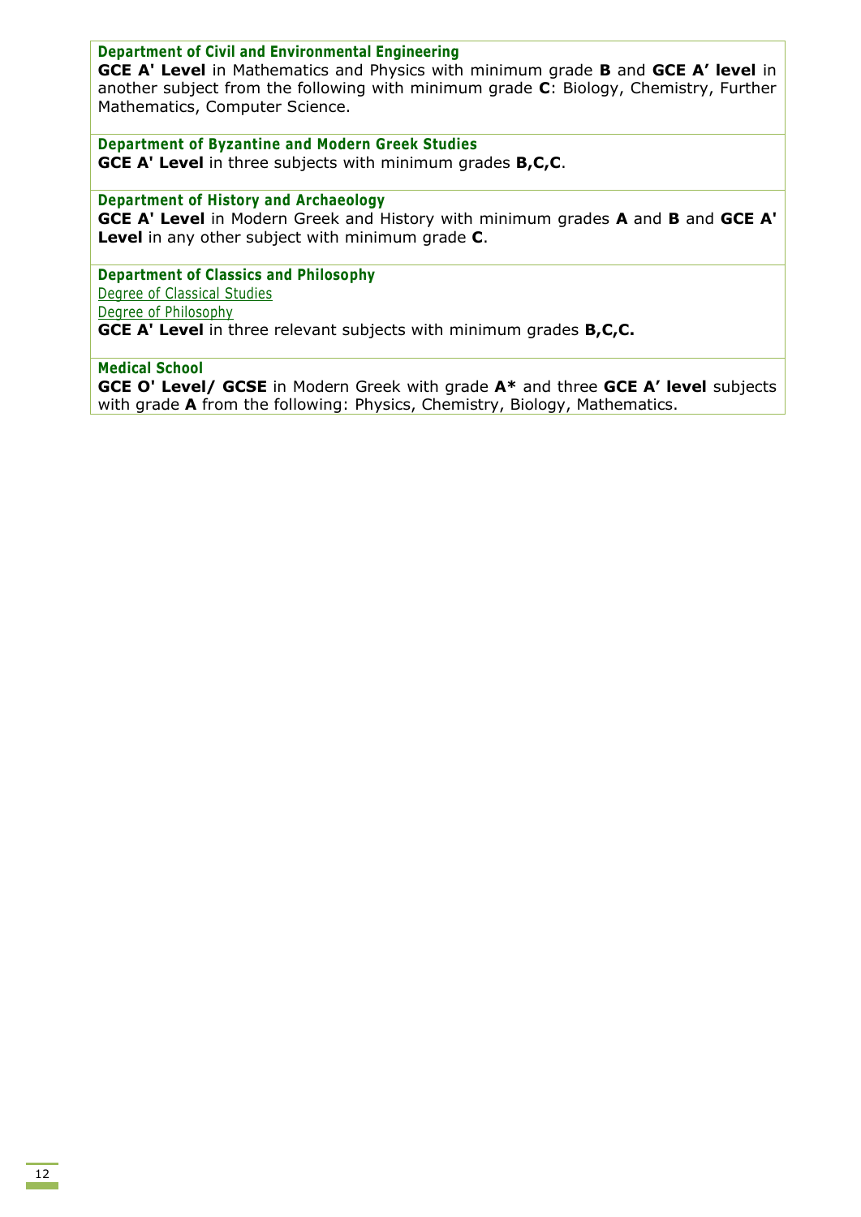### Department of Civil and Environmental Engineering

**GCE A' Level** in Mathematics and Physics with minimum grade **B** and **GCE A' level** in another subject from the following with minimum grade **C**: Biology, Chemistry, Further Mathematics, Computer Science.

### Department of Byzantine and Modern Greek Studies

**GCE A' Level** in three subjects with minimum grades **B,C,C**.

### Department of History and Archaeology

**GCE A' Level** in Modern Greek and History with minimum grades **A** and **B** and **GCE A' Level** in any other subject with minimum grade **C**.

### Department of Classics and Philosophy

Degree of Classical Studies

Degree of Philosophy

**GCE A' Level** in three relevant subjects with minimum grades **B,C,C.**

### Medical School

**GCE O' Level/ GCSE** in Modern Greek with grade **A*** and three **GCE A' level** subjects with grade **A** from the following: Physics, Chemistry, Biology, Mathematics.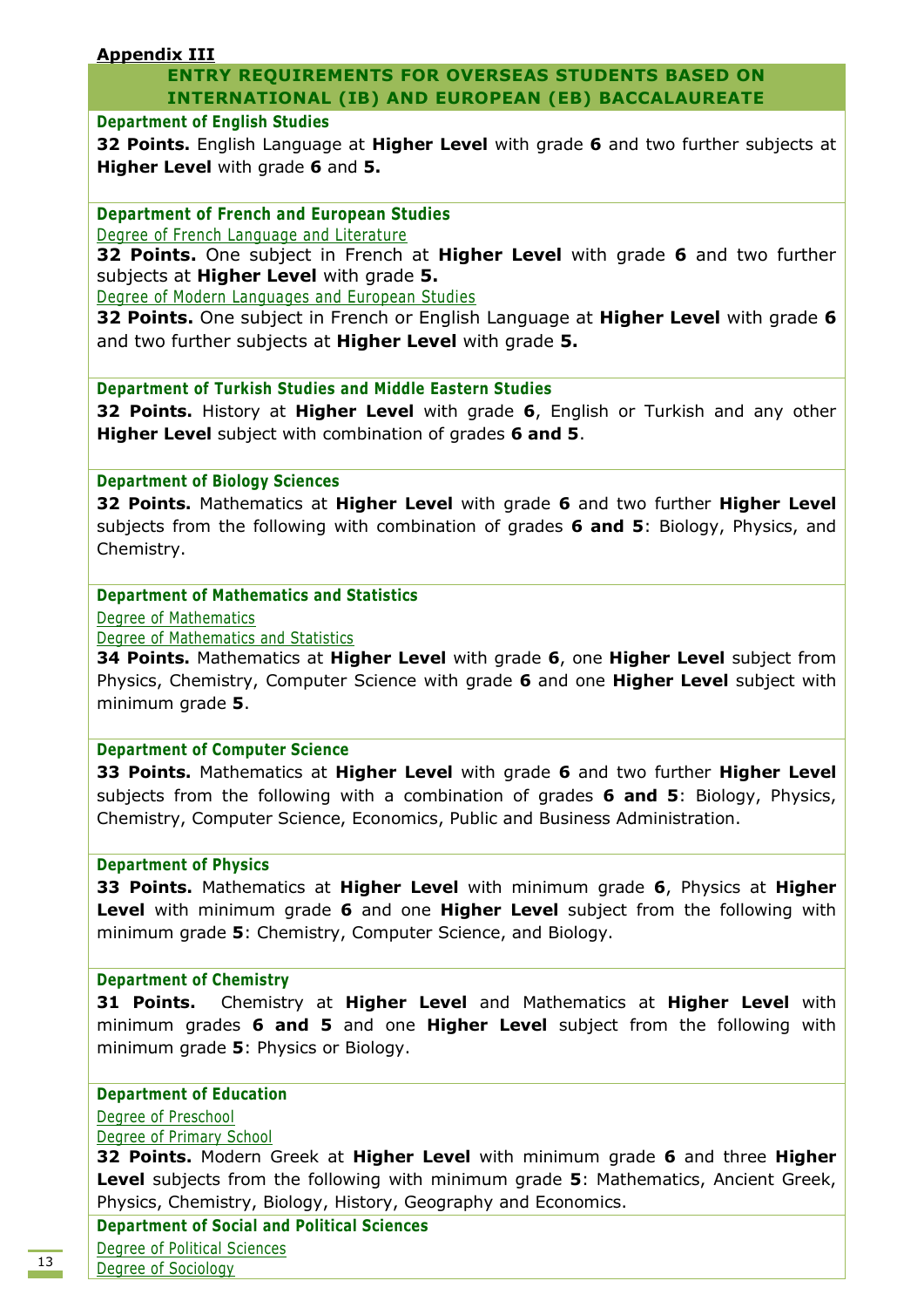**Appendix III**

## ENTRY REQUIREMENTS FOR OVERSEAS STUDENTS BASED ON INTERNATIONAL (IB) AND EUROPEAN (EB) BACCALAUREATE

### Department of English Studies

**32 Points.** English Language at **Higher Level** with grade **6** and two further subjects at **Higher Level** with grade **6** and **5.**

### Department of French and European Studies

Degree of French Language and Literature

**32 Points.** One subject in French at **Higher Level** with grade **6** and two further subjects at **Higher Level** with grade **5.**

Degree of Modern Languages and European Studies

**32 Points.** One subject in French or English Language at **Higher Level** with grade **6** and two further subjects at **Higher Level** with grade **5.**

### Department of Turkish Studies and Middle Eastern Studies

**32 Points.** History at **Higher Level** with grade **6**, English or Turkish and any other **Higher Level** subject with combination of grades **6 and 5**.

### Department of Biology Sciences

**32 Points.** Mathematics at **Higher Level** with grade **6** and two further **Higher Level** subjects from the following with combination of grades **6 and 5**: Biology, Physics, and Chemistry.

### Department of Mathematics and Statistics

Degree of Mathematics

Degree of Mathematics and Statistics

**34 Points.** Mathematics at **Higher Level** with grade **6**, one **Higher Level** subject from Physics, Chemistry, Computer Science with grade **6** and one **Higher Level** subject with minimum grade **5**.

### Department of Computer Science

**33 Points.** Mathematics at **Higher Level** with grade **6** and two further **Higher Level** subjects from the following with a combination of grades **6 and 5**: Biology, Physics, Chemistry, Computer Science, Economics, Public and Business Administration.

### Department of Physics

**33 Points.** Mathematics at **Higher Level** with minimum grade **6**, Physics at **Higher Level** with minimum grade **6** and one **Higher Level** subject from the following with minimum grade **5**: Chemistry, Computer Science, and Biology.

### Department of Chemistry

**31 Points.** Chemistry at **Higher Level** and Mathematics at **Higher Level** with minimum grades **6 and 5** and one **Higher Level** subject from the following with minimum grade **5**: Physics or Biology.

### Department of Education

Degree of Preschool

Degree of Primary School

**32 Points.** Modern Greek at **Higher Level** with minimum grade **6** and three **Higher Level** subjects from the following with minimum grade **5**: Mathematics, Ancient Greek, Physics, Chemistry, Biology, History, Geography and Economics.

### Department of Social and Political Sciences

Degree of Political Sciences

Degree of Sociology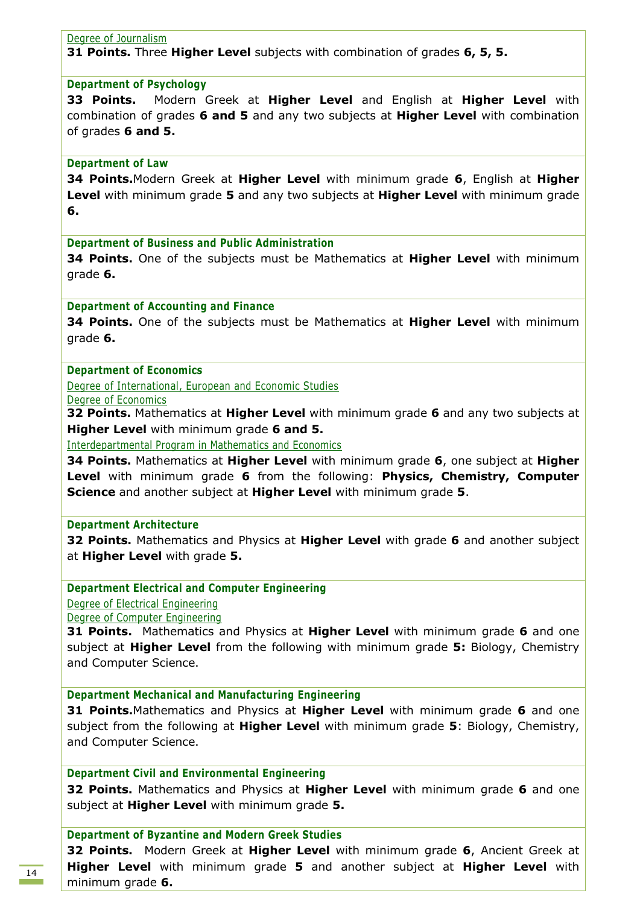Degree of Journalism

**31 Points.** Three **Higher Level** subjects with combination of grades **6, 5, 5.**

### Department of Psychology

**33 Points.** Modern Greek at **Higher Level** and English at **Higher Level** with combination of grades **6 and 5** and any two subjects at **Higher Level** with combination of grades **6 and 5.**

### Department of Law

**34 Points.**Modern Greek at **Higher Level** with minimum grade **6**, English at **Higher Level** with minimum grade **5** and any two subjects at **Higher Level** with minimum grade **6.**

### Department of Business and Public Administration

**34 Points.** One of the subjects must be Mathematics at **Higher Level** with minimum grade **6.**

### Department of Accounting and Finance

**34 Points.** One of the subjects must be Mathematics at **Higher Level** with minimum grade **6.**

### Department of Economics

Degree of International, European and Economic Studies

Degree of Economics

**32 Points.** Mathematics at **Higher Level** with minimum grade **6** and any two subjects at **Higher Level** with minimum grade **6 and 5.**

Interdepartmental Program in Mathematics and Economics

**34 Points.** Mathematics at **Higher Level** with minimum grade **6**, one subject at **Higher Level** with minimum grade **6** from the following: **Physics, Chemistry, Computer Science** and another subject at **Higher Level** with minimum grade **5**.

### Department Architecture

**32 Points.** Mathematics and Physics at **Higher Level** with grade **6** and another subject at **Higher Level** with grade **5.**

### Department Electrical and Computer Engineering

Degree of Electrical Engineering

Degree of Computer Engineering

**31 Points.** Mathematics and Physics at **Higher Level** with minimum grade **6** and one subject at **Higher Level** from the following with minimum grade **5:** Biology, Chemistry and Computer Science.

### Department Mechanical and Manufacturing Engineering

**31 Points.**Mathematics and Physics at **Higher Level** with minimum grade **6** and one subject from the following at **Higher Level** with minimum grade **5**: Biology, Chemistry, and Computer Science.

### Department Civil and Environmental Engineering

**32 Points.** Mathematics and Physics at **Higher Level** with minimum grade **6** and one subject at **Higher Level** with minimum grade **5.**

### Department of Byzantine and Modern Greek Studies

**32 Points.** Modern Greek at **Higher Level** with minimum grade **6**, Ancient Greek at **Higher Level** with minimum grade **5** and another subject at **Higher Level** with minimum grade **6.**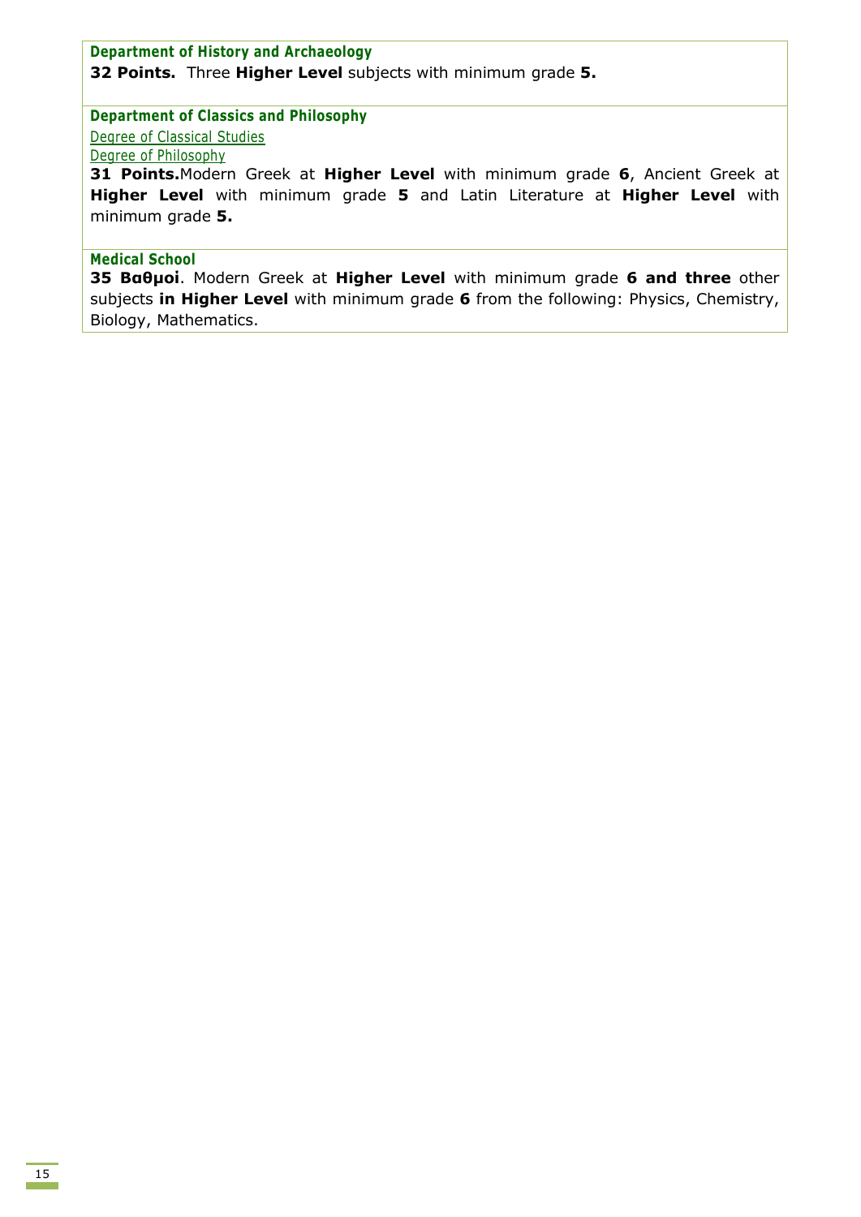### Department of History and Archaeology

**32 Points.** Three **Higher Level** subjects with minimum grade **5.**

### Department of Classics and Philosophy

Degree of Classical Studies

Degree of Philosophy

**31 Points.**Modern Greek at **Higher Level** with minimum grade **6**, Ancient Greek at **Higher Level** with minimum grade **5** and Latin Literature at **Higher Level** with minimum grade **5.**

### Medical School

**35 Βαθμοί**. Modern Greek at **Higher Level** with minimum grade **6 and three** other subjects **in Higher Level** with minimum grade **6** from the following: Physics, Chemistry, Biology, Mathematics.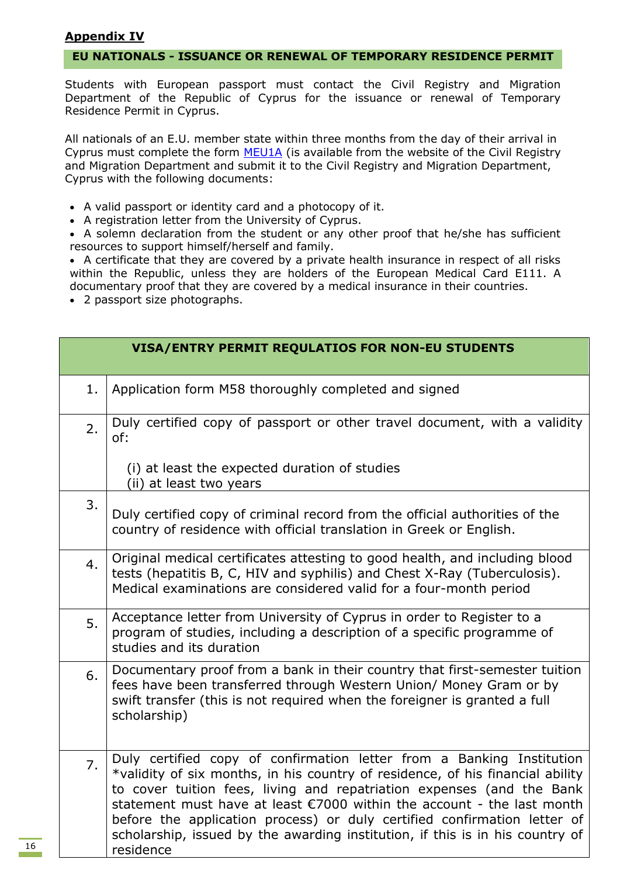**Appendix IV**

## EU NATIONALS - ISSUANCE OR RENEWAL OF TEMPORARY RESIDENCE PERMIT

Students with European passport must contact the Civil Registry and Migration Department of the Republic of Cyprus for the issuance or renewal of Temporary Residence Permit in Cyprus.

All nationals of an E.U. member state within three months from the day of their arrival in Cyprus must complete the form MEU1A (is available from the website of the Civil Registry and Migration Department and submit it to the Civil Registry and Migration Department, Cyprus with the following documents:

- A valid passport or identity card and a photocopy of it.
- A registration letter from the University of Cyprus.
- A solemn declaration from the student or any other proof that he/she has sufficient resources to support himself/herself and family.
- A certificate that they are covered by a private health insurance in respect of all risks within the Republic, unless they are holders of the European Medical Card E111. A documentary proof that they are covered by a medical insurance in their countries.
- 2 passport size photographs.

| VISA/ENTRY PERMIT REQULATIOS FOR NON-EU STUDENTS | |
|---|---|
| 1. | Application form M58 thoroughly completed and signed |
| 2. | Duly certified copy of passport or other travel document, with a validity of:<br><br>(i) at least the expected duration of studies<br>(ii) at least two years |
| 3. | Duly certified copy of criminal record from the official authorities of the country of residence with official translation in Greek or English. |
| 4. | Original medical certificates attesting to good health, and including blood tests (hepatitis B, C, HIV and syphilis) and Chest X-Ray (Tuberculosis). Medical examinations are considered valid for a four-month period |
| 5. | Acceptance letter from University of Cyprus in order to Register to a program of studies, including a description of a specific programme of studies and its duration |
| 6. | Documentary proof from a bank in their country that first-semester tuition fees have been transferred through Western Union/ Money Gram or by swift transfer (this is not required when the foreigner is granted a full scholarship) |
| 7. | Duly certified copy of confirmation letter from a Banking Institution *validity of six months, in his country of residence, of his financial ability to cover tuition fees, living and repatriation expenses (and the Bank statement must have at least €7000 within the account - the last month before the application process) or duly certified confirmation letter of scholarship, issued by the awarding institution, if this is in his country of residence |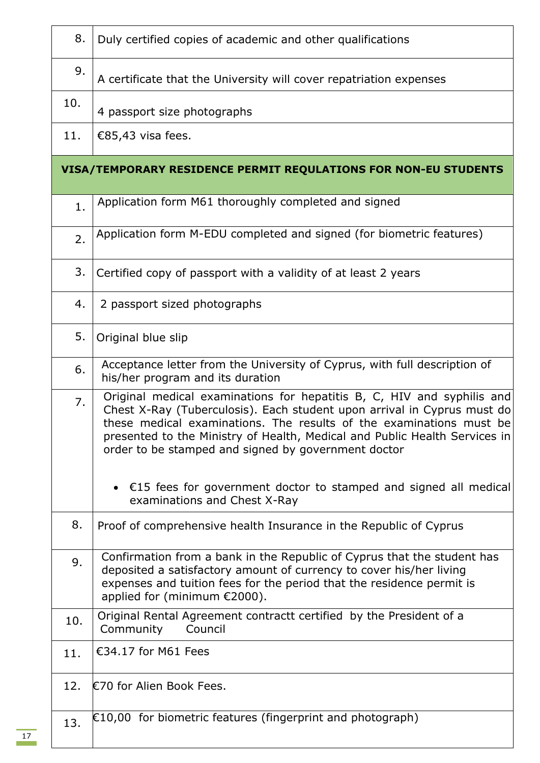| | |
|---|---|
| 8. | Duly certified copies of academic and other qualifications |
| 9. | A certificate that the University will cover repatriation expenses |
| 10. | 4 passport size photographs |
| 11. | €85,43 visa fees. |
| **VISA/TEMPORARY RESIDENCE PERMIT REQULATIONS FOR NON-EU STUDENTS** | |
| 1. | Application form M61 thoroughly completed and signed |
| 2. | Application form M-EDU completed and signed (for biometric features) |
| 3. | Certified copy of passport with a validity of at least 2 years |
| 4. | 2 passport sized photographs |
| 5. | Original blue slip |
| 6. | Acceptance letter from the University of Cyprus, with full description of his/her program and its duration |
| 7. | Original medical examinations for hepatitis B, C, HIV and syphilis and Chest X-Ray (Tuberculosis). Each student upon arrival in Cyprus must do these medical examinations. The results of the examinations must be presented to the Ministry of Health, Medical and Public Health Services in order to be stamped and signed by government doctor<br><br>• €15 fees for government doctor to stamped and signed all medical examinations and Chest X-Ray |
| 8. | Proof of comprehensive health Insurance in the Republic of Cyprus |
| 9. | Confirmation from a bank in the Republic of Cyprus that the student has deposited a satisfactory amount of currency to cover his/her living expenses and tuition fees for the period that the residence permit is applied for (minimum €2000). |
| 10. | Original Rental Agreement contractt certified by the President of a Community Council |
| 11. | €34.17 for M61 Fees |
| 12. | €70 for Alien Book Fees. |
| 13. | €10,00 for biometric features (fingerprint and photograph) |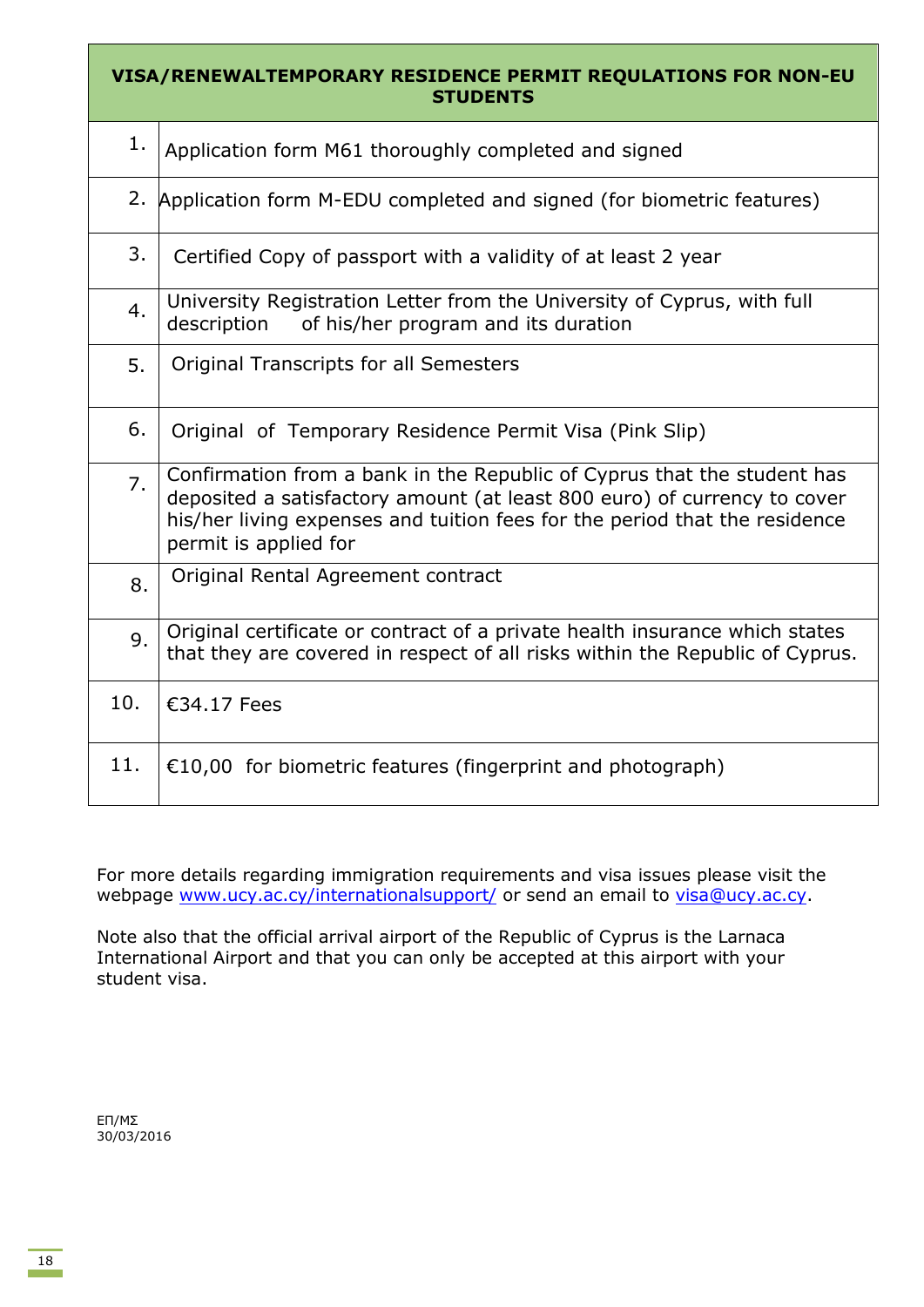| VISA/RENEWALTEMPORARY RESIDENCE PERMIT REQULATIONS FOR NON-EU STUDENTS | |
|---|---|
| 1. | Application form M61 thoroughly completed and signed |
| 2. | Application form M-EDU completed and signed (for biometric features) |
| 3. | Certified Copy of passport with a validity of at least 2 year |
| 4. | University Registration Letter from the University of Cyprus, with full description of his/her program and its duration |
| 5. | Original Transcripts for all Semesters |
| 6. | Original of Temporary Residence Permit Visa (Pink Slip) |
| 7. | Confirmation from a bank in the Republic of Cyprus that the student has deposited a satisfactory amount (at least 800 euro) of currency to cover his/her living expenses and tuition fees for the period that the residence permit is applied for |
| 8. | Original Rental Agreement contract |
| 9. | Original certificate or contract of a private health insurance which states that they are covered in respect of all risks within the Republic of Cyprus. |
| 10. | €34.17 Fees |
| 11. | €10,00 for biometric features (fingerprint and photograph) |

For more details regarding immigration requirements and visa issues please visit the webpage www.ucy.ac.cy/internationalsupport/ or send an email to visa@ucy.ac.cy.

Note also that the official arrival airport of the Republic of Cyprus is the Larnaca International Airport and that you can only be accepted at this airport with your student visa.

ΕΠ/ΜΣ
30/03/2016